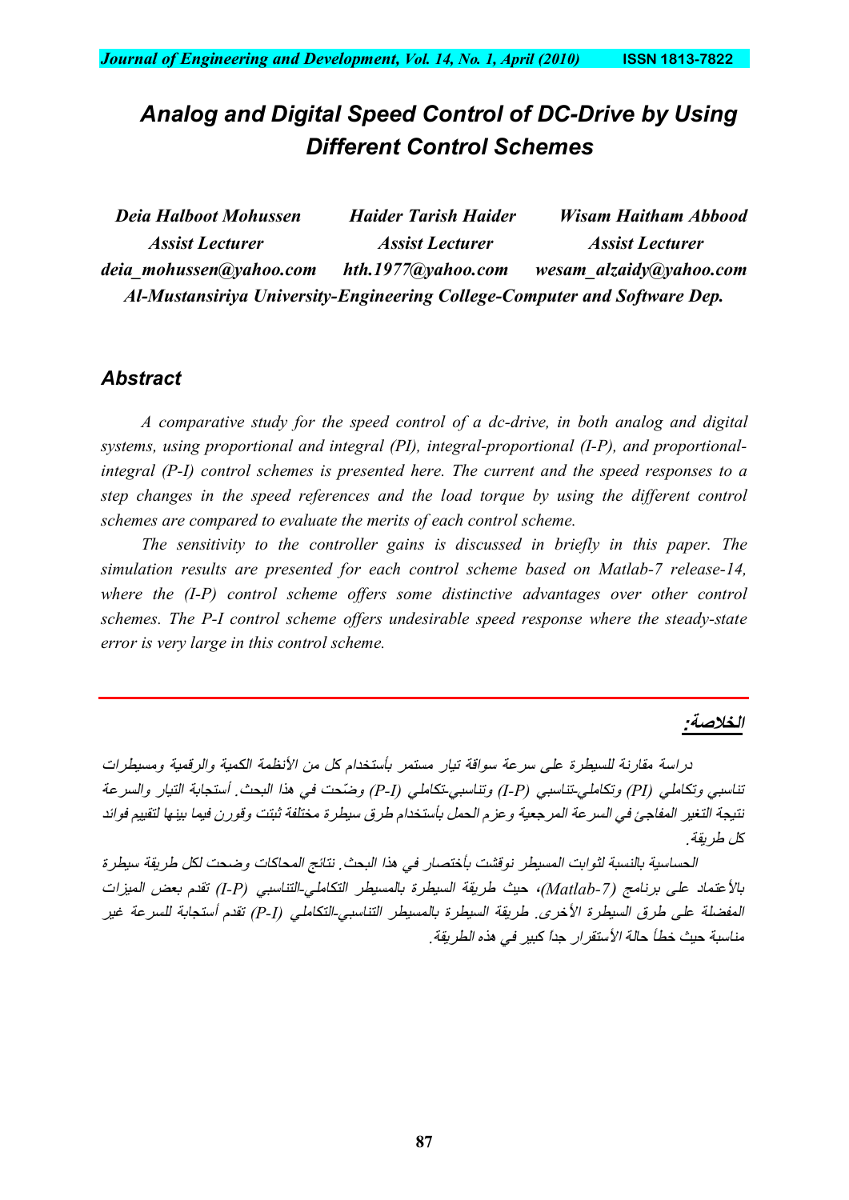# Analog and Digital Speed Control of DC-Drive by Using Different Control Schemes

| *Deia Halboot Mohussen* | *Haider Tarish Haider* | *Wisam Haitham Abbood* |
|---|---|---|
| *Assist Lecturer* | *Assist Lecturer* | *Assist Lecturer* |
| *deia_mohussen@yahoo.com* | *hth.1977@yahoo.com* | *wesam_alzaidy@yahoo.com* |

***Al-Mustansiriya University-Engineering College-Computer and Software Dep.***

## Abstract

*A comparative study for the speed control of a dc-drive, in both analog and digital systems, using proportional and integral (PI), integral-proportional (I-P), and proportional-integral (P-I) control schemes is presented here. The current and the speed responses to a step changes in the speed references and the load torque by using the different control schemes are compared to evaluate the merits of each control scheme.*

*The sensitivity to the controller gains is discussed in briefly in this paper. The simulation results are presented for each control scheme based on Matlab-7 release-14, where the (I-P) control scheme offers some distinctive advantages over other control schemes. The P-I control scheme offers undesirable speed response where the steady-state error is very large in this control scheme.*

---

## الخلاصة:

دراسة مقارنة للسيطرة على سرعة سواقة تيار مستمر بأستخدام كل من الأنظمة الكمية والرقمية ومسيطرات تناسبي وتكاملي (PI) وتكاملي-تناسبي (I-P) وتناسبي-تكاملي (P-I) وضّحت في هذا البحث. أستجابة التيار والسرعة نتيجة التغير المفاجئ في السرعة المرجعية وعزم الحمل بأستخدام طرق سيطرة مختلفة ثبتت وقورن فيما بينها لتقييم فوائد كل طريقة.

الحساسية بالنسبة لثوابت المسيطر نوقشت بأختصار في هذا البحث. نتائج المحاكات وضحت لكل طريقة سيطرة بالأعتماد على برنامج (Matlab-7)، حيث طريقة السيطرة بالمسيطر التكاملي-التناسبي (I-P) تقدم بعض الميزات المفضلة على طرق السيطرة الأخرى. طريقة السيطرة بالمسيطر التناسبي-التكاملي (P-I) تقدم أستجابة للسرعة غير مناسبة حيث خطأ حالة الأستقرار جداً كبير في هذه الطريقة.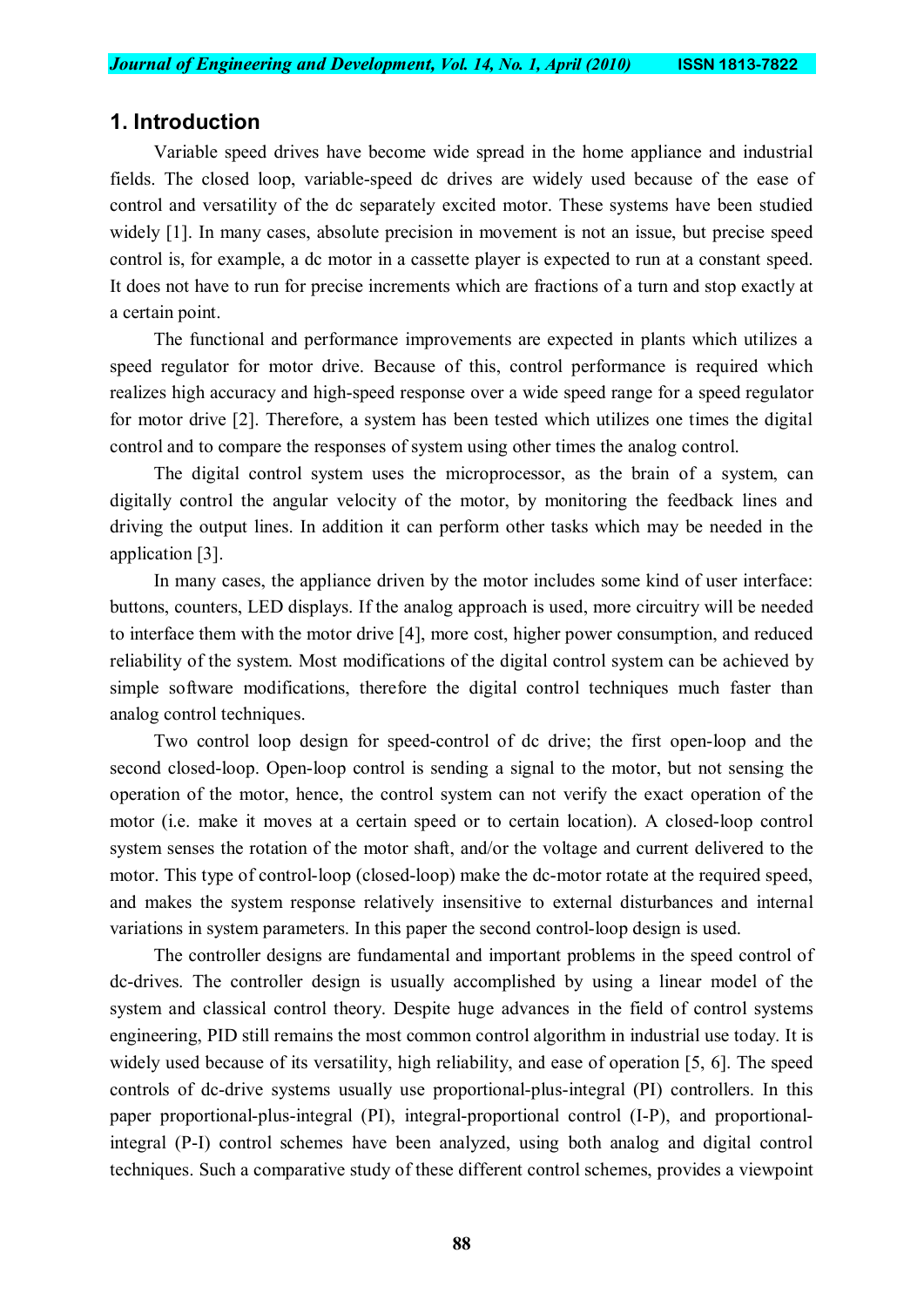## 1. Introduction

Variable speed drives have become wide spread in the home appliance and industrial fields. The closed loop, variable-speed dc drives are widely used because of the ease of control and versatility of the dc separately excited motor. These systems have been studied widely [1]. In many cases, absolute precision in movement is not an issue, but precise speed control is, for example, a dc motor in a cassette player is expected to run at a constant speed. It does not have to run for precise increments which are fractions of a turn and stop exactly at a certain point.

The functional and performance improvements are expected in plants which utilizes a speed regulator for motor drive. Because of this, control performance is required which realizes high accuracy and high-speed response over a wide speed range for a speed regulator for motor drive [2]. Therefore, a system has been tested which utilizes one times the digital control and to compare the responses of system using other times the analog control.

The digital control system uses the microprocessor, as the brain of a system, can digitally control the angular velocity of the motor, by monitoring the feedback lines and driving the output lines. In addition it can perform other tasks which may be needed in the application [3].

In many cases, the appliance driven by the motor includes some kind of user interface: buttons, counters, LED displays. If the analog approach is used, more circuitry will be needed to interface them with the motor drive [4], more cost, higher power consumption, and reduced reliability of the system. Most modifications of the digital control system can be achieved by simple software modifications, therefore the digital control techniques much faster than analog control techniques.

Two control loop design for speed-control of dc drive; the first open-loop and the second closed-loop. Open-loop control is sending a signal to the motor, but not sensing the operation of the motor, hence, the control system can not verify the exact operation of the motor (i.e. make it moves at a certain speed or to certain location). A closed-loop control system senses the rotation of the motor shaft, and/or the voltage and current delivered to the motor. This type of control-loop (closed-loop) make the dc-motor rotate at the required speed, and makes the system response relatively insensitive to external disturbances and internal variations in system parameters. In this paper the second control-loop design is used.

The controller designs are fundamental and important problems in the speed control of dc-drives. The controller design is usually accomplished by using a linear model of the system and classical control theory. Despite huge advances in the field of control systems engineering, PID still remains the most common control algorithm in industrial use today. It is widely used because of its versatility, high reliability, and ease of operation [5, 6]. The speed controls of dc-drive systems usually use proportional-plus-integral (PI) controllers. In this paper proportional-plus-integral (PI), integral-proportional control (I-P), and proportional-integral (P-I) control schemes have been analyzed, using both analog and digital control techniques. Such a comparative study of these different control schemes, provides a viewpoint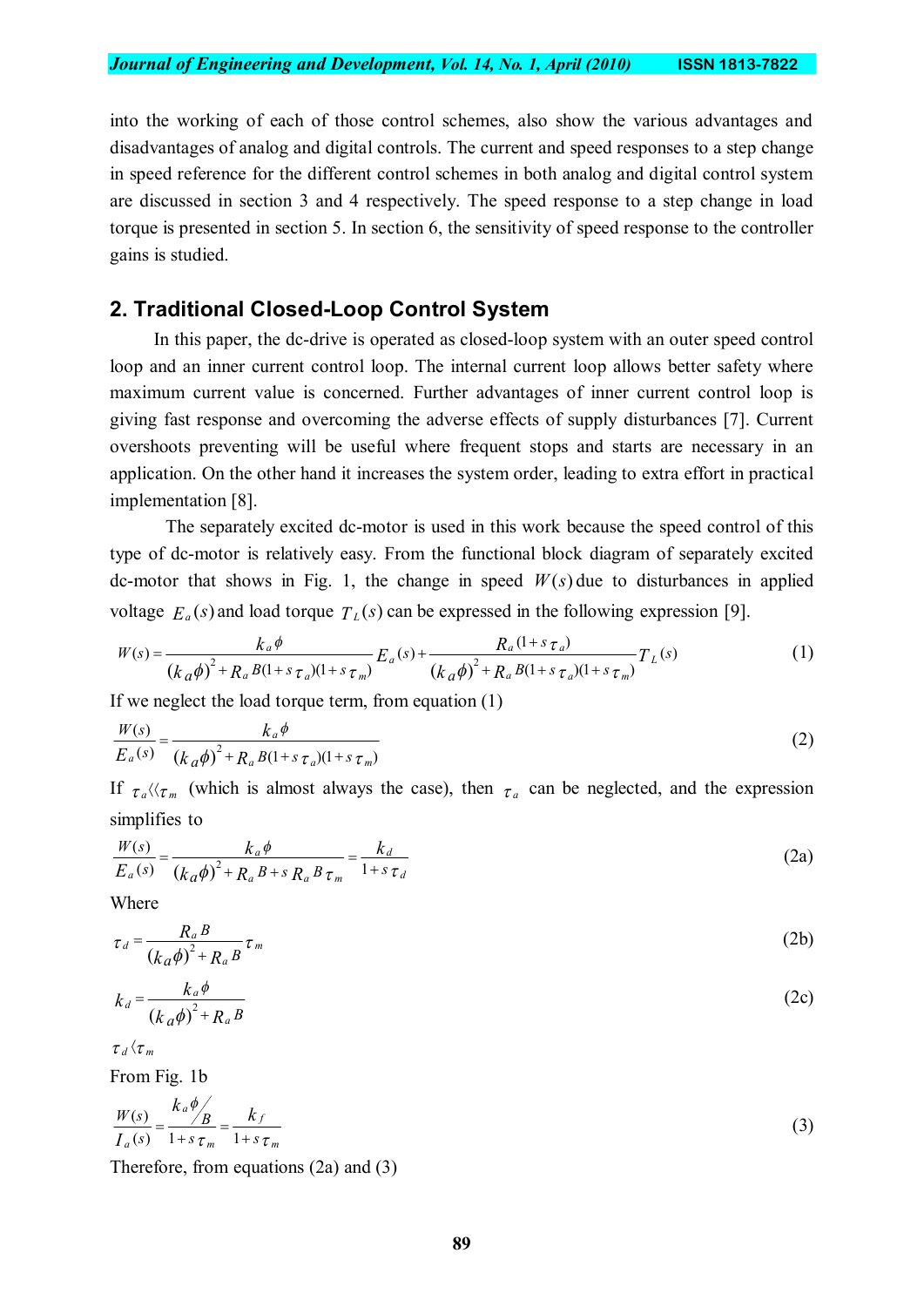into the working of each of those control schemes, also show the various advantages and disadvantages of analog and digital controls. The current and speed responses to a step change in speed reference for the different control schemes in both analog and digital control system are discussed in section 3 and 4 respectively. The speed response to a step change in load torque is presented in section 5. In section 6, the sensitivity of speed response to the controller gains is studied.

## 2. Traditional Closed-Loop Control System

In this paper, the dc-drive is operated as closed-loop system with an outer speed control loop and an inner current control loop. The internal current loop allows better safety where maximum current value is concerned. Further advantages of inner current control loop is giving fast response and overcoming the adverse effects of supply disturbances [7]. Current overshoots preventing will be useful where frequent stops and starts are necessary in an application. On the other hand it increases the system order, leading to extra effort in practical implementation [8].

The separately excited dc-motor is used in this work because the speed control of this type of dc-motor is relatively easy. From the functional block diagram of separately excited dc-motor that shows in Fig. 1, the change in speed $W(s)$ due to disturbances in applied voltage $E_a(s)$ and load torque $T_L(s)$ can be expressed in the following expression [9].

$$W(s) = \frac{k_a \phi}{(k_a \phi)^2 + R_a B(1+s\tau_a)(1+s\tau_m)} E_a(s) + \frac{R_a(1+s\tau_a)}{(k_a \phi)^2 + R_a B(1+s\tau_a)(1+s\tau_m)} T_L(s) \tag{1}$$

If we neglect the load torque term, from equation (1)

$$\frac{W(s)}{E_a(s)} = \frac{k_a \phi}{(k_a \phi)^2 + R_a B(1+s\tau_a)(1+s\tau_m)} \tag{2}$$

If $\tau_a \langle\langle \tau_m$ (which is almost always the case), then $\tau_a$ can be neglected, and the expression simplifies to

$$\frac{W(s)}{E_a(s)} = \frac{k_a \phi}{(k_a \phi)^2 + R_a B + s R_a B \tau_m} = \frac{k_d}{1+s\tau_d} \tag{2a}$$

Where

$$\tau_d = \frac{R_a B}{(k_a \phi)^2 + R_a B} \tau_m \tag{2b}$$

$$k_d = \frac{k_a \phi}{(k_a \phi)^2 + R_a B} \tag{2c}$$

$\tau_d \langle \tau_m$

From Fig. 1b

$$\frac{W(s)}{I_a(s)} = \frac{k_a \phi / B}{1+s\tau_m} = \frac{k_f}{1+s\tau_m} \tag{3}$$

Therefore, from equations (2a) and (3)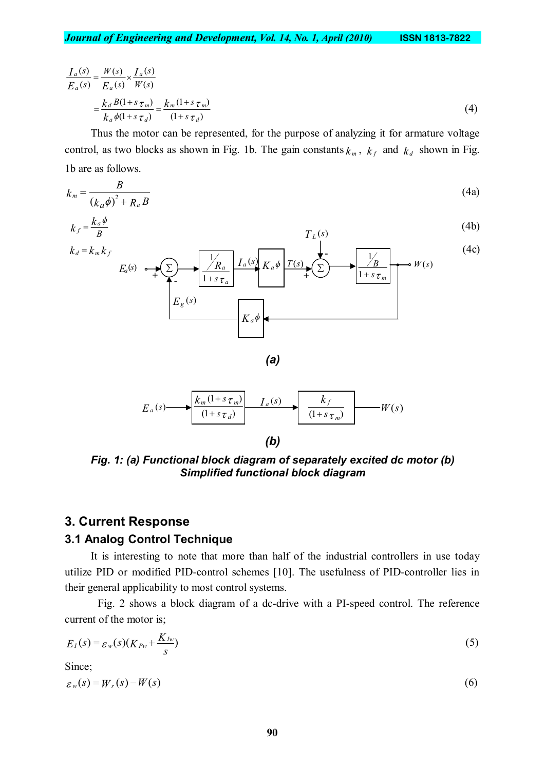$$\frac{I_a(s)}{E_a(s)} = \frac{W(s)}{E_a(s)} \times \frac{I_a(s)}{W(s)}$$

$$= \frac{k_d B(1+s\tau_m)}{k_a\phi(1+s\tau_d)} = \frac{k_m(1+s\tau_m)}{(1+s\tau_d)} \tag{4}$$

Thus the motor can be represented, for the purpose of analyzing it for armature voltage control, as two blocks as shown in Fig. 1b. The gain constants $k_m$, $k_f$ and $k_d$ shown in Fig. 1b are as follows.

$$k_m = \frac{B}{(k_a\phi)^2 + R_a B} \tag{4a}$$

$$k_f = \frac{k_a\phi}{B} \tag{4b}$$

$$k_d = k_m k_f \tag{4c}$$

***(a)***

***(b)***

***Fig. 1: (a) Functional block diagram of separately excited dc motor (b) Simplified functional block diagram***

## 3. Current Response

### 3.1 Analog Control Technique

It is interesting to note that more than half of the industrial controllers in use today utilize PID or modified PID-control schemes [10]. The usefulness of PID-controller lies in their general applicability to most control systems.

Fig. 2 shows a block diagram of a dc-drive with a PI-speed control. The reference current of the motor is;

$$E_I(s) = \varepsilon_w(s)(K_{Pw} + \frac{K_{Iw}}{s}) \tag{5}$$

Since;

$$\varepsilon_w(s) = W_r(s) - W(s) \tag{6}$$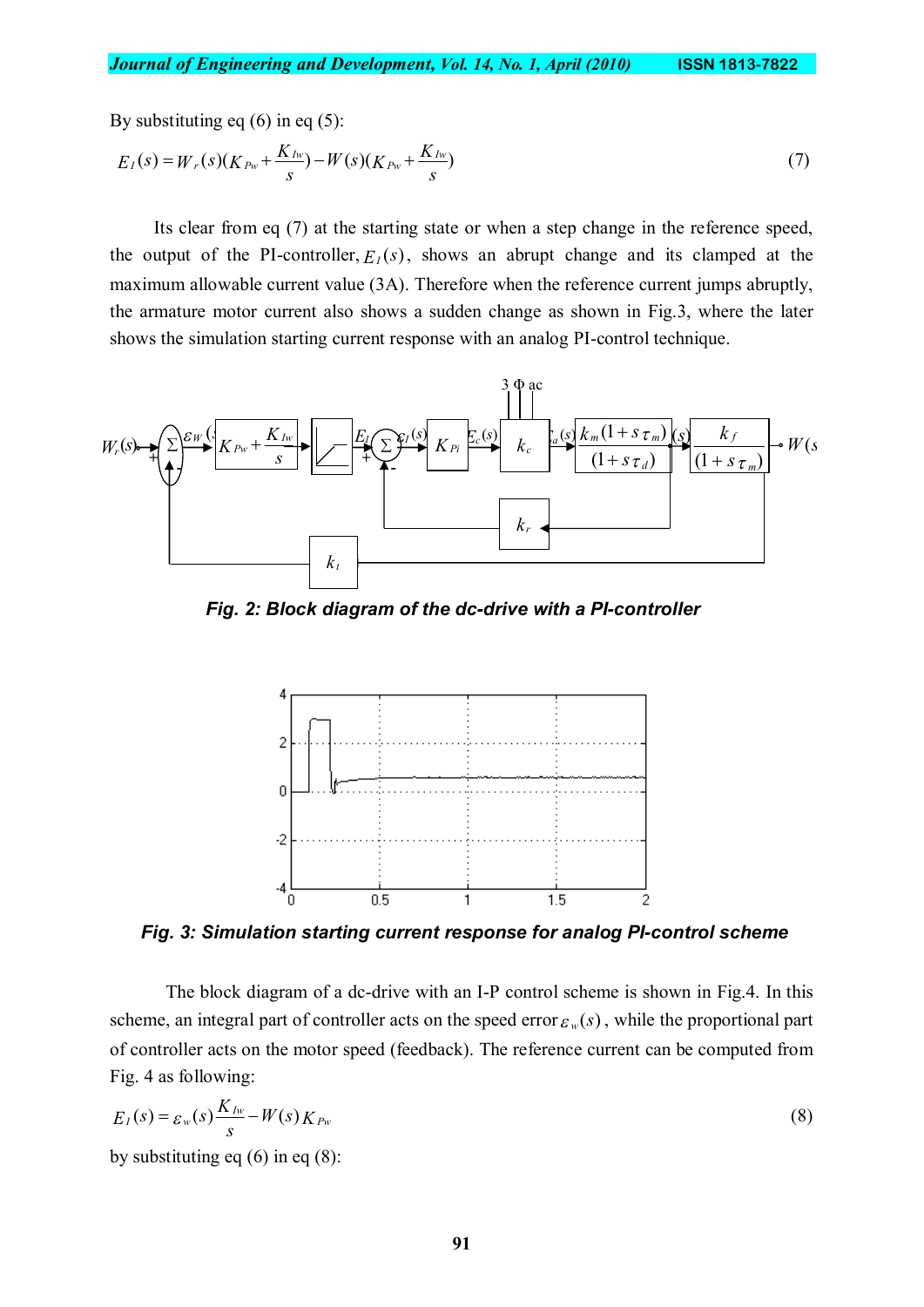By substituting eq (6) in eq (5):

$$E_I(s) = W_r(s)(K_{Pw} + \frac{K_{Iw}}{s}) - W(s)(K_{Pw} + \frac{K_{Iw}}{s}) \tag{7}$$

Its clear from eq (7) at the starting state or when a step change in the reference speed, the output of the PI-controller, $E_I(s)$, shows an abrupt change and its clamped at the maximum allowable current value (3A). Therefore when the reference current jumps abruptly, the armature motor current also shows a sudden change as shown in Fig.3, where the later shows the simulation starting current response with an analog PI-control technique.

***Fig. 2: Block diagram of the dc-drive with a PI-controller***

***Fig. 3: Simulation starting current response for analog PI-control scheme***

The block diagram of a dc-drive with an I-P control scheme is shown in Fig.4. In this scheme, an integral part of controller acts on the speed error $\varepsilon_w(s)$, while the proportional part of controller acts on the motor speed (feedback). The reference current can be computed from Fig. 4 as following:

$$E_I(s) = \varepsilon_w(s)\frac{K_{Iw}}{s} - W(s)K_{Pw} \tag{8}$$

by substituting eq (6) in eq (8):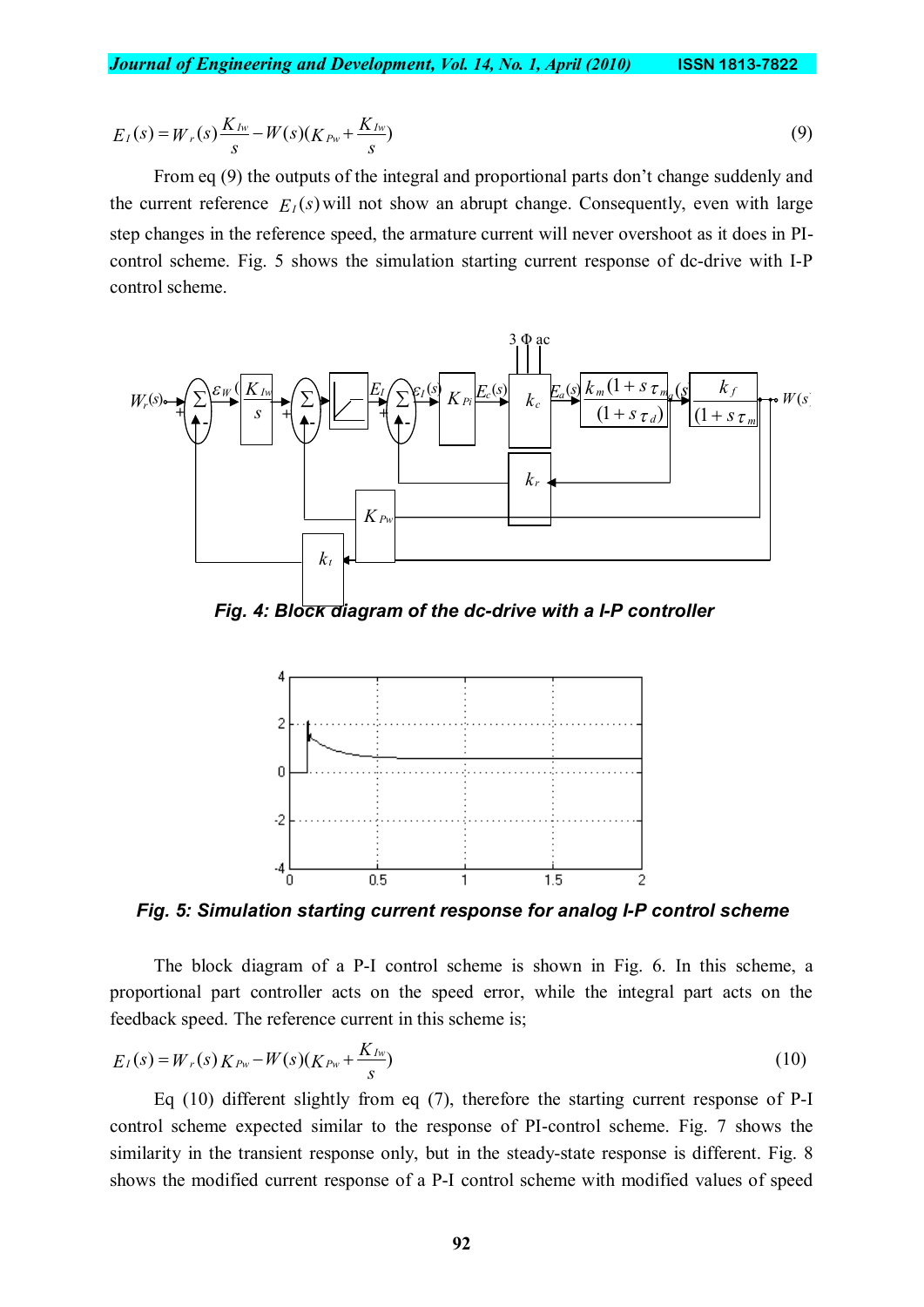$$E_I(s) = W_r(s)\frac{K_{Iw}}{s} - W(s)(K_{Pw} + \frac{K_{Iw}}{s}) \tag{9}$$

From eq (9) the outputs of the integral and proportional parts don't change suddenly and the current reference $E_I(s)$ will not show an abrupt change. Consequently, even with large step changes in the reference speed, the armature current will never overshoot as it does in PI-control scheme. Fig. 5 shows the simulation starting current response of dc-drive with I-P control scheme.

*Fig. 4: Block diagram of the dc-drive with a I-P controller*

*Fig. 5: Simulation starting current response for analog I-P control scheme*

The block diagram of a P-I control scheme is shown in Fig. 6. In this scheme, a proportional part controller acts on the speed error, while the integral part acts on the feedback speed. The reference current in this scheme is;

$$E_I(s) = W_r(s)K_{Pw} - W(s)(K_{Pw} + \frac{K_{Iw}}{s}) \tag{10}$$

Eq (10) different slightly from eq (7), therefore the starting current response of P-I control scheme expected similar to the response of PI-control scheme. Fig. 7 shows the similarity in the transient response only, but in the steady-state response is different. Fig. 8 shows the modified current response of a P-I control scheme with modified values of speed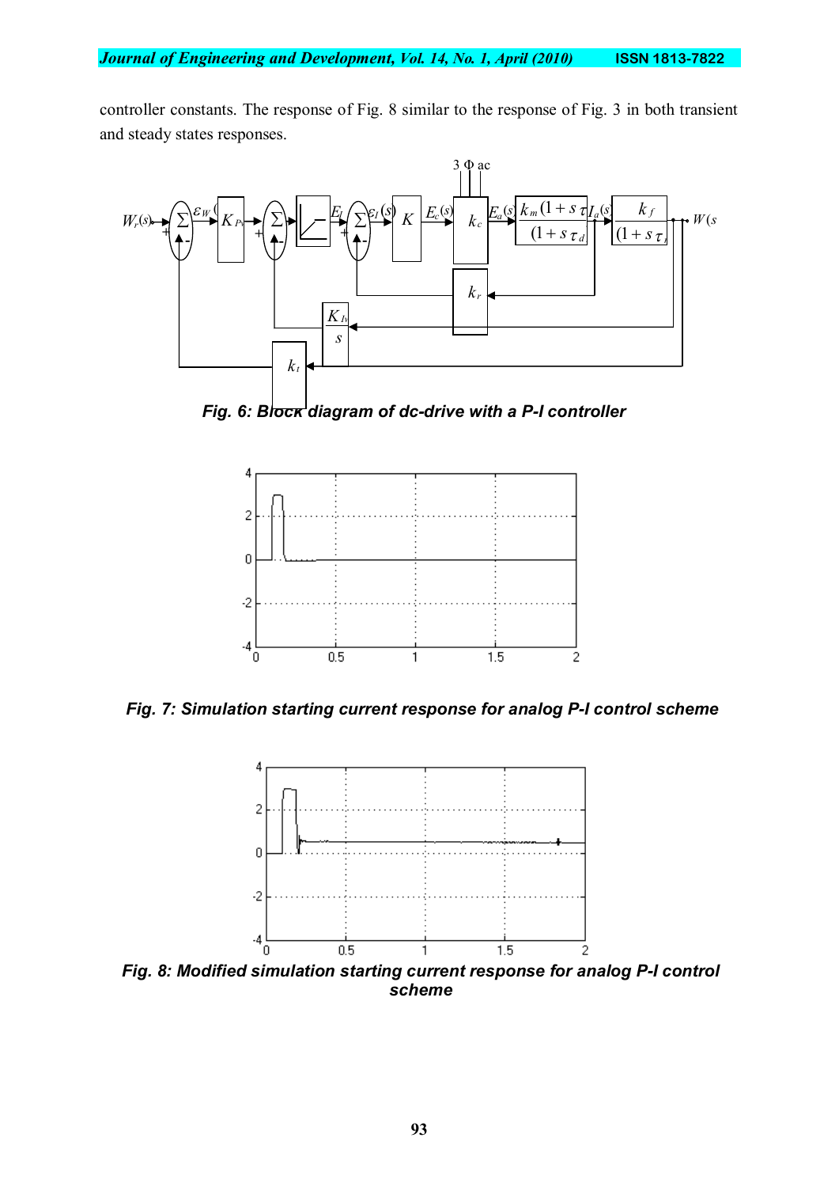controller constants. The response of Fig. 8 similar to the response of Fig. 3 in both transient and steady states responses.

*Fig. 6: Block diagram of dc-drive with a P-I controller*

*Fig. 7: Simulation starting current response for analog P-I control scheme*

*Fig. 8: Modified simulation starting current response for analog P-I control scheme*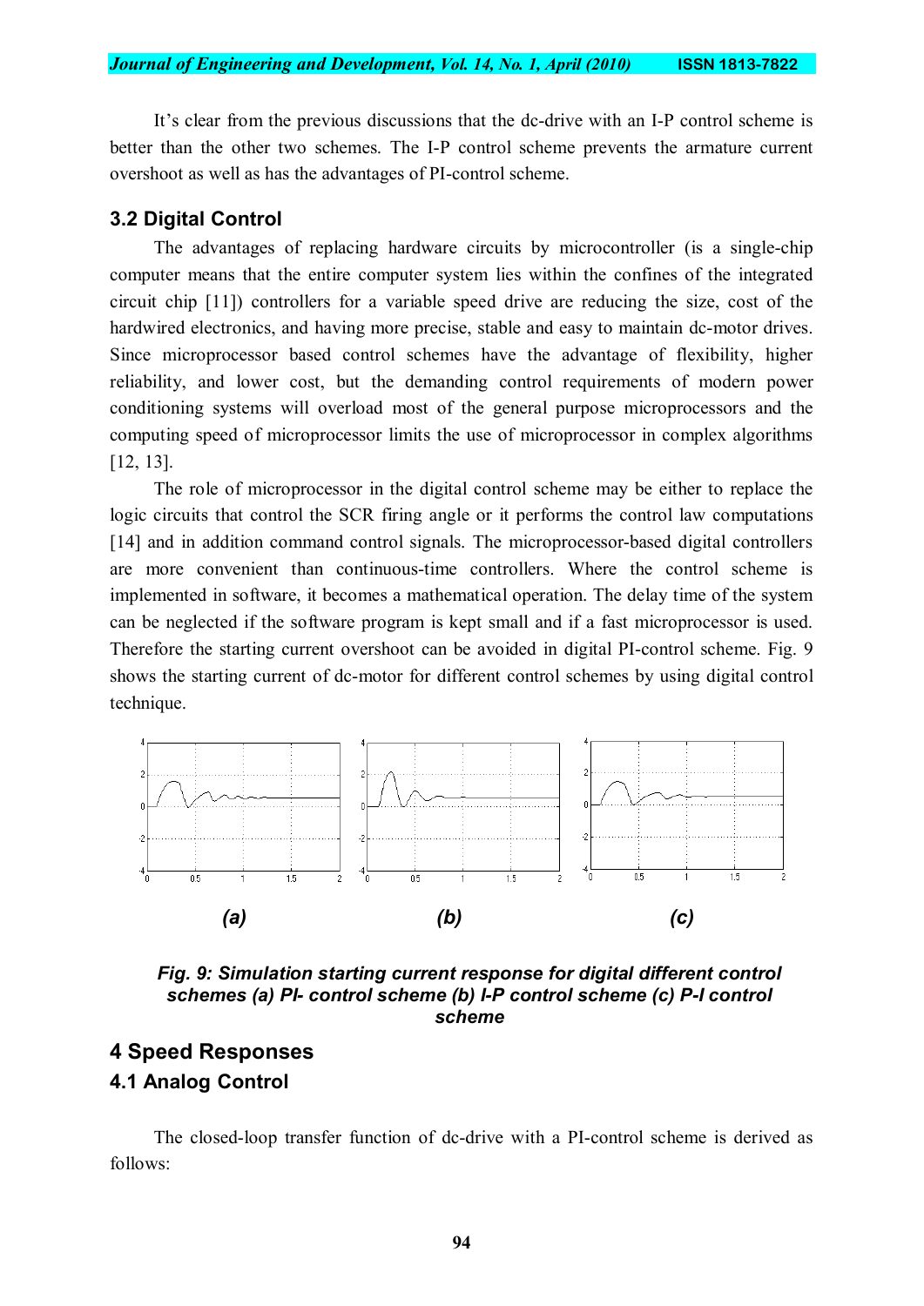It's clear from the previous discussions that the dc-drive with an I-P control scheme is better than the other two schemes. The I-P control scheme prevents the armature current overshoot as well as has the advantages of PI-control scheme.

### 3.2 Digital Control

The advantages of replacing hardware circuits by microcontroller (is a single-chip computer means that the entire computer system lies within the confines of the integrated circuit chip [11]) controllers for a variable speed drive are reducing the size, cost of the hardwired electronics, and having more precise, stable and easy to maintain dc-motor drives. Since microprocessor based control schemes have the advantage of flexibility, higher reliability, and lower cost, but the demanding control requirements of modern power conditioning systems will overload most of the general purpose microprocessors and the computing speed of microprocessor limits the use of microprocessor in complex algorithms [12, 13].

The role of microprocessor in the digital control scheme may be either to replace the logic circuits that control the SCR firing angle or it performs the control law computations [14] and in addition command control signals. The microprocessor-based digital controllers are more convenient than continuous-time controllers. Where the control scheme is implemented in software, it becomes a mathematical operation. The delay time of the system can be neglected if the software program is kept small and if a fast microprocessor is used. Therefore the starting current overshoot can be avoided in digital PI-control scheme. Fig. 9 shows the starting current of dc-motor for different control schemes by using digital control technique.

*(a)* *(b)* *(c)*

***Fig. 9: Simulation starting current response for digital different control schemes (a) PI- control scheme (b) I-P control scheme (c) P-I control scheme***

## 4 Speed Responses

### 4.1 Analog Control

The closed-loop transfer function of dc-drive with a PI-control scheme is derived as follows: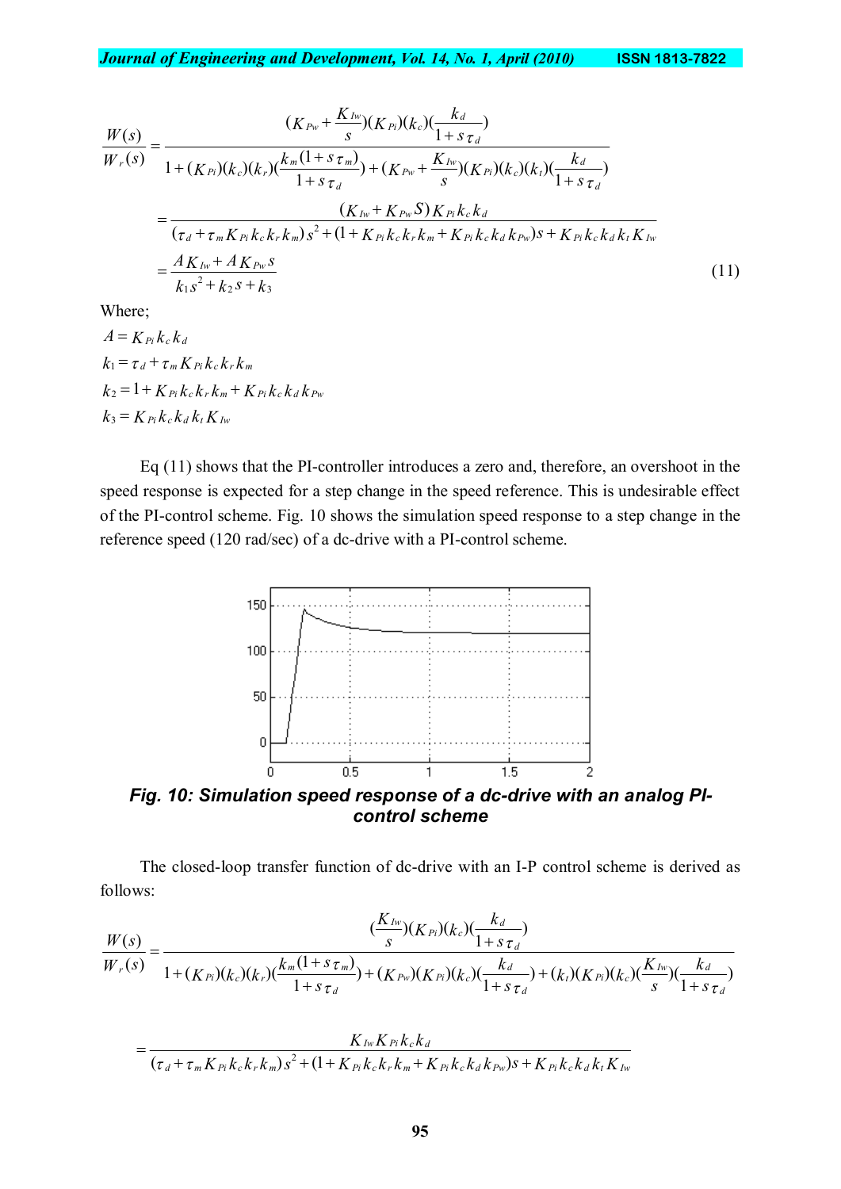$$\frac{W(s)}{W_r(s)} = \frac{(K_{Pw} + \frac{K_{Iw}}{s})(K_{Pi})(k_c)(\frac{k_d}{1+s\tau_d})}{1 + (K_{Pi})(k_c)(k_r)(\frac{k_m(1+s\tau_m)}{1+s\tau_d}) + (K_{Pw} + \frac{K_{Iw}}{s})(K_{Pi})(k_c)(k_t)(\frac{k_d}{1+s\tau_d})}$$

$$= \frac{(K_{Iw} + K_{Pw}S)K_{Pi}k_c k_d}{(\tau_d + \tau_m K_{Pi}k_c k_r k_m)s^2 + (1 + K_{Pi}k_c k_r k_m + K_{Pi}k_c k_d k_{Pw})s + K_{Pi}k_c k_d k_t K_{Iw}}$$

$$= \frac{AK_{Iw} + AK_{Pw}s}{k_1 s^2 + k_2 s + k_3} \tag{11}$$

Where;

$A = K_{Pi}k_c k_d$

$k_1 = \tau_d + \tau_m K_{Pi}k_c k_r k_m$

$k_2 = 1 + K_{Pi}k_c k_r k_m + K_{Pi}k_c k_d k_{Pw}$

$k_3 = K_{Pi}k_c k_d k_t K_{Iw}$

Eq (11) shows that the PI-controller introduces a zero and, therefore, an overshoot in the speed response is expected for a step change in the speed reference. This is undesirable effect of the PI-control scheme. Fig. 10 shows the simulation speed response to a step change in the reference speed (120 rad/sec) of a dc-drive with a PI-control scheme.

***Fig. 10: Simulation speed response of a dc-drive with an analog PI-control scheme***

The closed-loop transfer function of dc-drive with an I-P control scheme is derived as follows:

$$\frac{W(s)}{W_r(s)} = \frac{(\frac{K_{Iw}}{s})(K_{Pi})(k_c)(\frac{k_d}{1+s\tau_d})}{1 + (K_{Pi})(k_c)(k_r)(\frac{k_m(1+s\tau_m)}{1+s\tau_d}) + (K_{Pw})(K_{Pi})(k_c)(\frac{k_d}{1+s\tau_d}) + (k_t)(K_{Pi})(k_c)(\frac{K_{Iw}}{s})(\frac{k_d}{1+s\tau_d})}$$

$$= \frac{K_{Iw}K_{Pi}k_c k_d}{(\tau_d + \tau_m K_{Pi}k_c k_r k_m)s^2 + (1 + K_{Pi}k_c k_r k_m + K_{Pi}k_c k_d k_{Pw})s + K_{Pi}k_c k_d k_t K_{Iw}}$$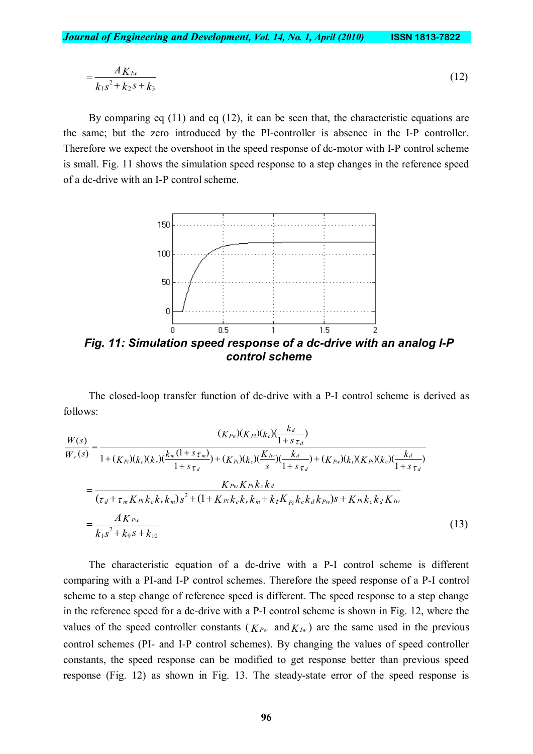$$= \frac{A K_{Iw}}{k_1 s^2 + k_2 s + k_3} \tag{12}$$

By comparing eq (11) and eq (12), it can be seen that, the characteristic equations are the same; but the zero introduced by the PI-controller is absence in the I-P controller. Therefore we expect the overshoot in the speed response of dc-motor with I-P control scheme is small. Fig. 11 shows the simulation speed response to a step changes in the reference speed of a dc-drive with an I-P control scheme.

***Fig. 11: Simulation speed response of a dc-drive with an analog I-P control scheme***

The closed-loop transfer function of dc-drive with a P-I control scheme is derived as follows:

$$\frac{W(s)}{W_r(s)} = \frac{(K_{Pw})(K_{Pi})(k_c)(\frac{k_d}{1+s\tau_d})}{1+(K_{Pi})(k_c)(k_r)(\frac{k_m(1+s\tau_m)}{1+s\tau_d})+(K_{Pi})(k_c)(\frac{K_{Iw}}{s})(\frac{k_d}{1+s\tau_d})+(K_{Pw})(k_t)(K_{Pi})(k_c)(\frac{k_d}{1+s\tau_d})}$$

$$= \frac{K_{Pw} K_{Pi} k_c k_d}{(\tau_d + \tau_m K_{Pi} k_c k_r k_m) s^2 + (1 + K_{Pi} k_c k_r k_m + k_t K_{Pi} k_c k_d k_{Pw}) s + K_{Pi} k_c k_d K_{Iw}}$$

$$= \frac{A K_{Pw}}{k_1 s^2 + k_9 s + k_{10}} \tag{13}$$

The characteristic equation of a dc-drive with a P-I control scheme is different comparing with a PI-and I-P control schemes. Therefore the speed response of a P-I control scheme to a step change of reference speed is different. The speed response to a step change in the reference speed for a dc-drive with a P-I control scheme is shown in Fig. 12, where the values of the speed controller constants ($K_{Pw}$ and $K_{Iw}$) are the same used in the previous control schemes (PI- and I-P control schemes). By changing the values of speed controller constants, the speed response can be modified to get response better than previous speed response (Fig. 12) as shown in Fig. 13. The steady-state error of the speed response is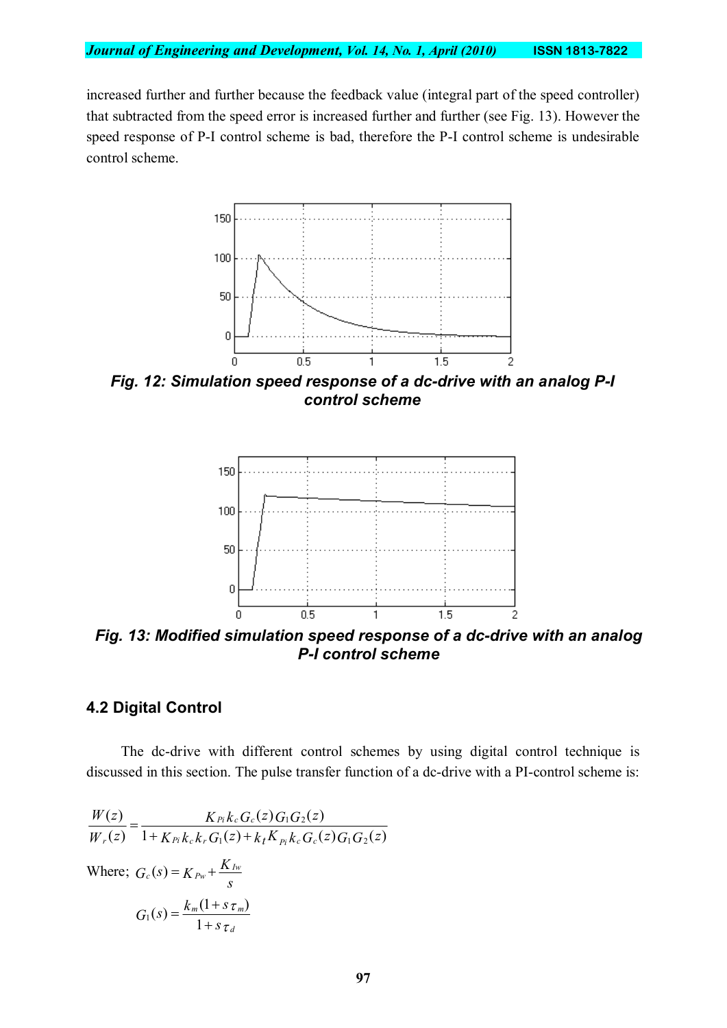increased further and further because the feedback value (integral part of the speed controller) that subtracted from the speed error is increased further and further (see Fig. 13). However the speed response of P-I control scheme is bad, therefore the P-I control scheme is undesirable control scheme.

***Fig. 12: Simulation speed response of a dc-drive with an analog P-I control scheme***

***Fig. 13: Modified simulation speed response of a dc-drive with an analog P-I control scheme***

## 4.2 Digital Control

The dc-drive with different control schemes by using digital control technique is discussed in this section. The pulse transfer function of a dc-drive with a PI-control scheme is:

$$\frac{W(z)}{W_r(z)} = \frac{K_{Pi} k_c G_c(z) G_1 G_2(z)}{1 + K_{Pi} k_c k_r G_1(z) + k_t K_{Pi} k_c G_c(z) G_1 G_2(z)}$$

Where; $G_c(s) = K_{Pw} + \dfrac{K_{Iw}}{s}$

$$G_1(s) = \frac{k_m (1 + s\tau_m)}{1 + s\tau_d}$$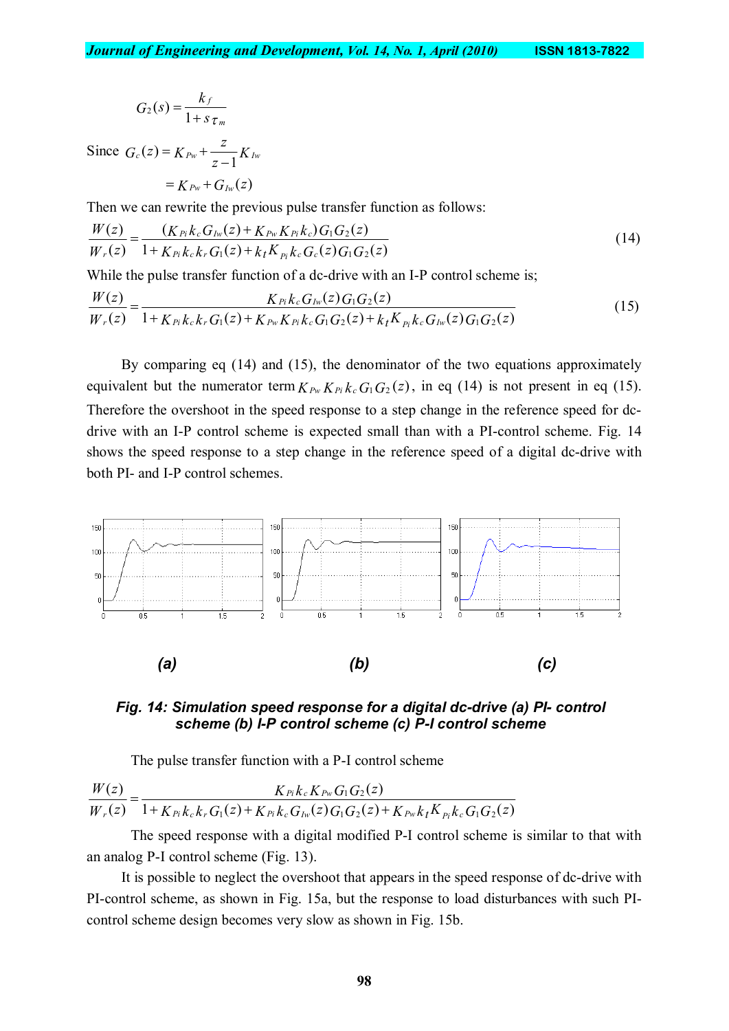$$G_2(s) = \frac{k_f}{1 + s\tau_m}$$

Since $G_c(z) = K_{Pw} + \frac{z}{z-1}K_{Iw}$

$$= K_{Pw} + G_{Iw}(z)$$

Then we can rewrite the previous pulse transfer function as follows:

$$\frac{W(z)}{W_r(z)} = \frac{(K_{Pi}k_c G_{Iw}(z) + K_{Pw}K_{Pi}k_c)G_1G_2(z)}{1 + K_{Pi}k_c k_r G_1(z) + k_t K_{pi}k_c G_c(z)G_1G_2(z)} \tag{14}$$

While the pulse transfer function of a dc-drive with an I-P control scheme is;

$$\frac{W(z)}{W_r(z)} = \frac{K_{Pi}k_c G_{Iw}(z)G_1G_2(z)}{1 + K_{Pi}k_c k_r G_1(z) + K_{Pw}K_{Pi}k_c G_1G_2(z) + k_t K_{pi}k_c G_{Iw}(z)G_1G_2(z)} \tag{15}$$

By comparing eq (14) and (15), the denominator of the two equations approximately equivalent but the numerator term $K_{Pw}K_{Pi}k_c G_1G_2(z)$, in eq (14) is not present in eq (15). Therefore the overshoot in the speed response to a step change in the reference speed for dc-drive with an I-P control scheme is expected small than with a PI-control scheme. Fig. 14 shows the speed response to a step change in the reference speed of a digital dc-drive with both PI- and I-P control schemes.

***Fig. 14: Simulation speed response for a digital dc-drive (a) PI- control scheme (b) I-P control scheme (c) P-I control scheme***

The pulse transfer function with a P-I control scheme

$$\frac{W(z)}{W_r(z)} = \frac{K_{Pi}k_c K_{Pw}G_1G_2(z)}{1 + K_{Pi}k_c k_r G_1(z) + K_{Pi}k_c G_{Iw}(z)G_1G_2(z) + K_{Pw}k_t K_{pi}k_c G_1G_2(z)}$$

The speed response with a digital modified P-I control scheme is similar to that with an analog P-I control scheme (Fig. 13).

It is possible to neglect the overshoot that appears in the speed response of dc-drive with PI-control scheme, as shown in Fig. 15a, but the response to load disturbances with such PI-control scheme design becomes very slow as shown in Fig. 15b.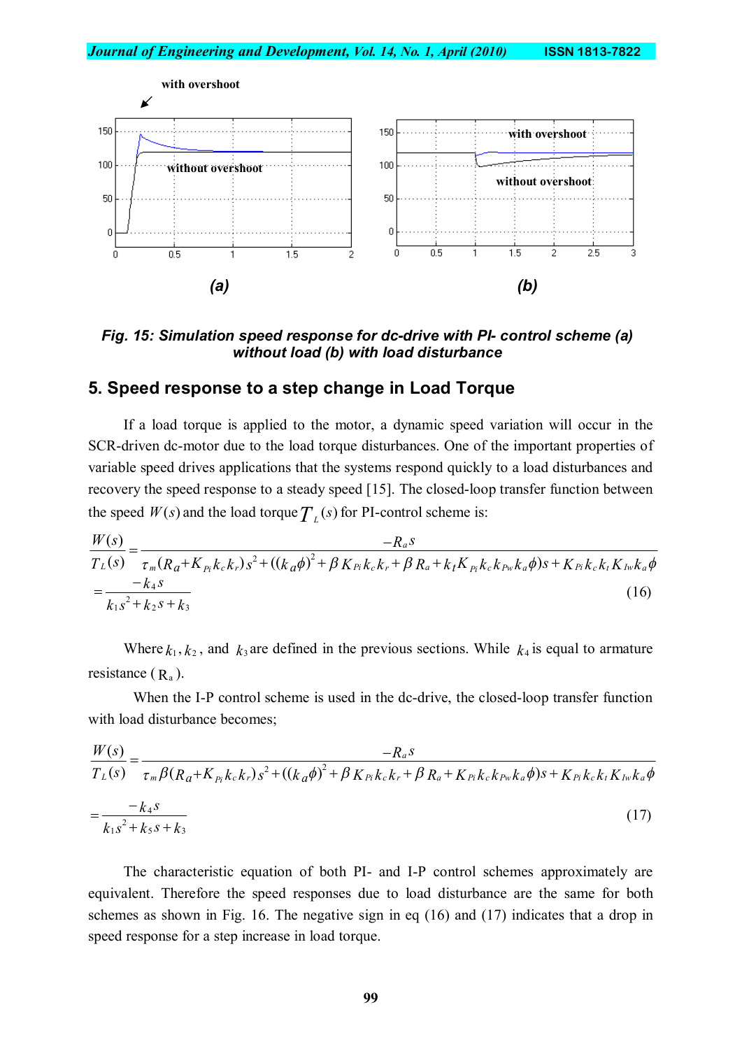Fig. 15: Simulation speed response for dc-drive with PI- control scheme (a) without load (b) with load disturbance

## 5. Speed response to a step change in Load Torque

If a load torque is applied to the motor, a dynamic speed variation will occur in the SCR-driven dc-motor due to the load torque disturbances. One of the important properties of variable speed drives applications that the systems respond quickly to a load disturbances and recovery the speed response to a steady speed [15]. The closed-loop transfer function between the speed $W(s)$ and the load torque $T_L(s)$ for PI-control scheme is:

$$\frac{W(s)}{T_L(s)} = \frac{-R_a s}{\tau_m (R_a + K_{Pi} k_c k_r) s^2 + ((k_a \phi)^2 + \beta K_{Pi} k_c k_r + \beta R_a + k_t K_{Pi} k_c k_{Pw} k_a \phi) s + K_{Pi} k_c k_t K_{Iw} k_a \phi}$$

$$= \frac{-k_4 s}{k_1 s^2 + k_2 s + k_3} \tag{16}$$

Where $k_1, k_2$, and $k_3$ are defined in the previous sections. While $k_4$ is equal to armature resistance ( $R_a$ ).

When the I-P control scheme is used in the dc-drive, the closed-loop transfer function with load disturbance becomes;

$$\frac{W(s)}{T_L(s)} = \frac{-R_a s}{\tau_m \beta (R_a + K_{Pi} k_c k_r) s^2 + ((k_a \phi)^2 + \beta K_{Pi} k_c k_r + \beta R_a + K_{Pi} k_c k_{Pw} k_a \phi) s + K_{Pi} k_c k_t K_{Iw} k_a \phi}$$

$$= \frac{-k_4 s}{k_1 s^2 + k_5 s + k_3} \tag{17}$$

The characteristic equation of both PI- and I-P control schemes approximately are equivalent. Therefore the speed responses due to load disturbance are the same for both schemes as shown in Fig. 16. The negative sign in eq (16) and (17) indicates that a drop in speed response for a step increase in load torque.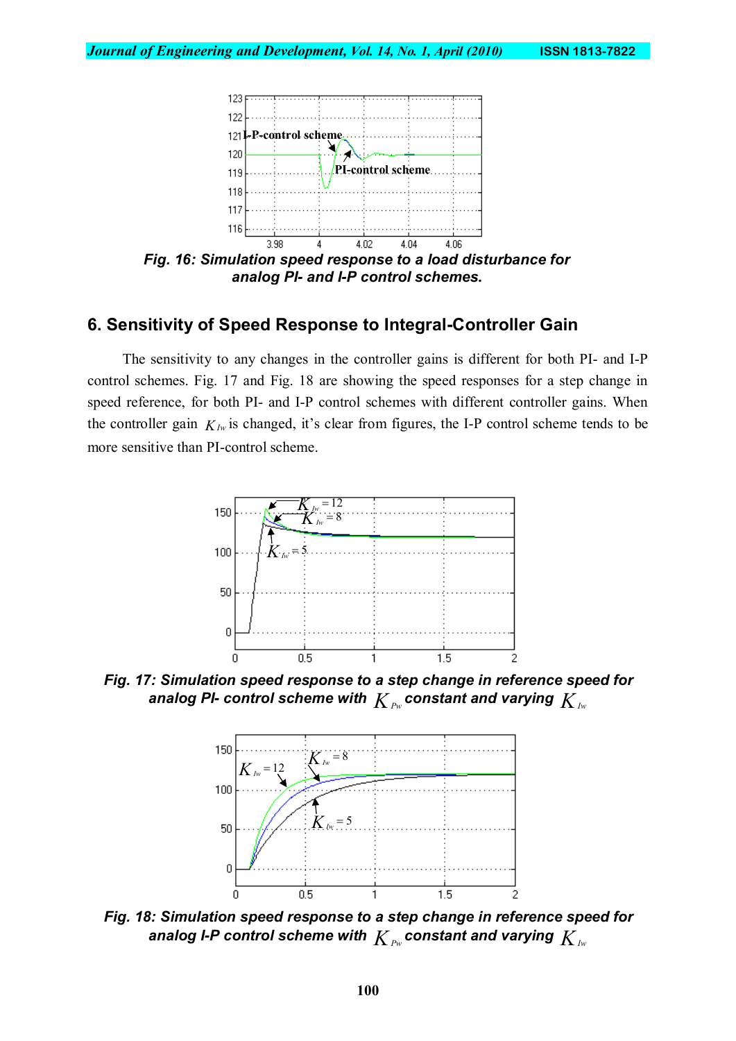Fig. 16: Simulation speed response to a load disturbance for analog PI- and I-P control schemes.

## 6. Sensitivity of Speed Response to Integral-Controller Gain

The sensitivity to any changes in the controller gains is different for both PI- and I-P control schemes. Fig. 17 and Fig. 18 are showing the speed responses for a step change in speed reference, for both PI- and I-P control schemes with different controller gains. When the controller gain $K_{Iw}$ is changed, it's clear from figures, the I-P control scheme tends to be more sensitive than PI-control scheme.

Fig. 17: Simulation speed response to a step change in reference speed for analog PI- control scheme with $K_{Pw}$ constant and varying $K_{Iw}$

Fig. 18: Simulation speed response to a step change in reference speed for analog I-P control scheme with $K_{Pw}$ constant and varying $K_{Iw}$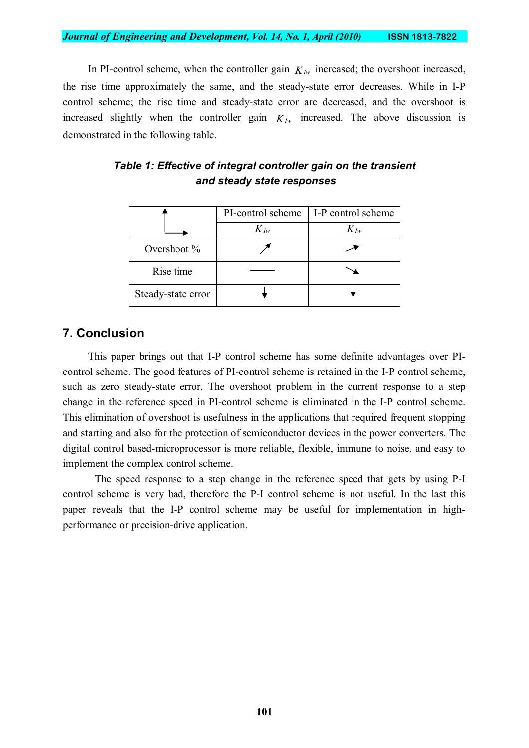In PI-control scheme, when the controller gain $K_{Iw}$ increased; the overshoot increased, the rise time approximately the same, and the steady-state error decreases. While in I-P control scheme; the rise time and steady-state error are decreased, and the overshoot is increased slightly when the controller gain $K_{Iw}$ increased. The above discussion is demonstrated in the following table.

***Table 1: Effective of integral controller gain on the transient and steady state responses***

| ↑ → | PI-control scheme | I-P control scheme |
|---|---|---|
| | $K_{Iw}$ | $K_{Iw}$ |
| Overshoot % | ↗ | ↗ (slight) |
| Rise time | —— | ↘ |
| Steady-state error | ↓ | ↓ |

## 7. Conclusion

This paper brings out that I-P control scheme has some definite advantages over PI-control scheme. The good features of PI-control scheme is retained in the I-P control scheme, such as zero steady-state error. The overshoot problem in the current response to a step change in the reference speed in PI-control scheme is eliminated in the I-P control scheme. This elimination of overshoot is usefulness in the applications that required frequent stopping and starting and also for the protection of semiconductor devices in the power converters. The digital control based-microprocessor is more reliable, flexible, immune to noise, and easy to implement the complex control scheme.

The speed response to a step change in the reference speed that gets by using P-I control scheme is very bad, therefore the P-I control scheme is not useful. In the last this paper reveals that the I-P control scheme may be useful for implementation in high-performance or precision-drive application.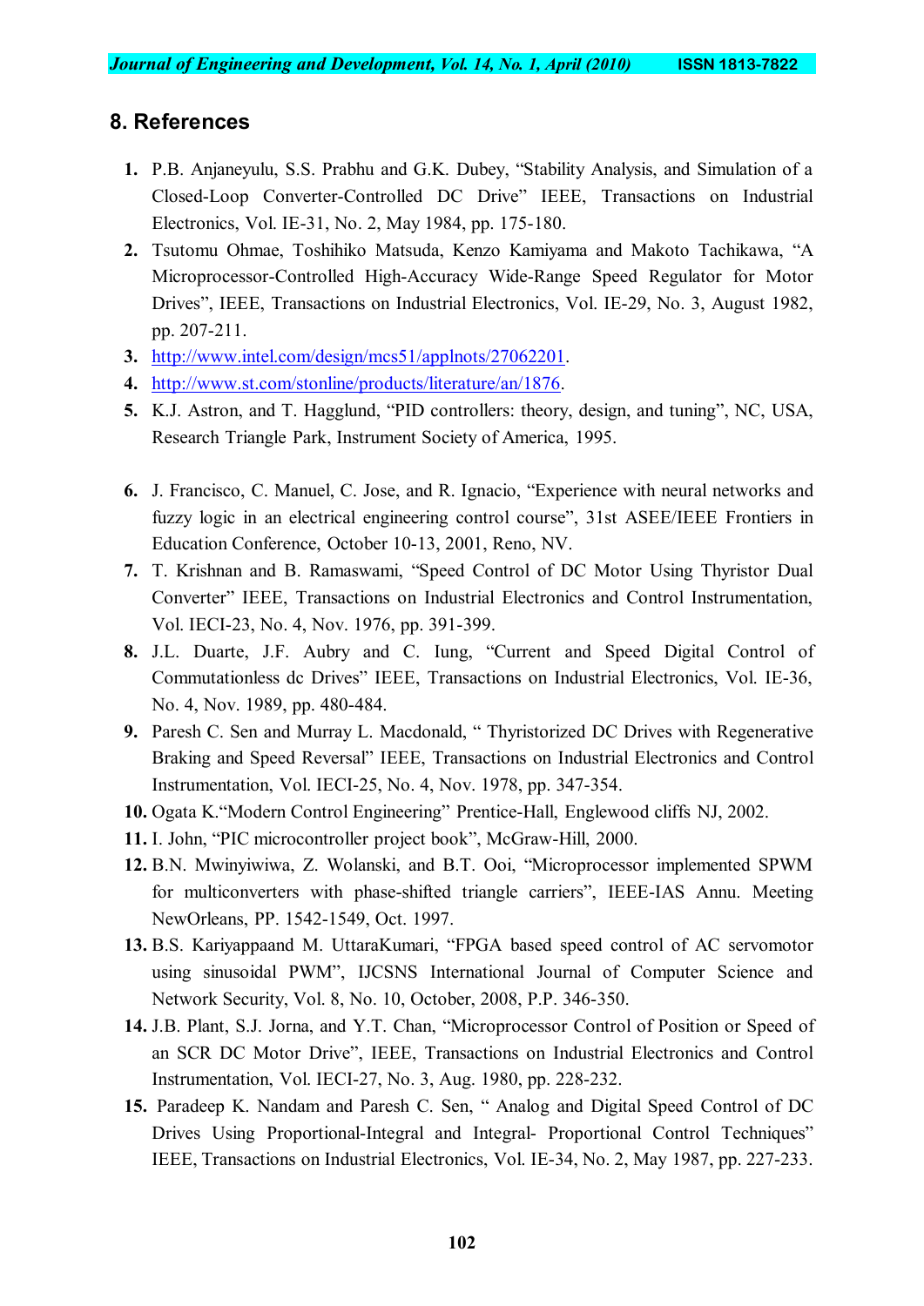## 8. References

1. P.B. Anjaneyulu, S.S. Prabhu and G.K. Dubey, "Stability Analysis, and Simulation of a Closed-Loop Converter-Controlled DC Drive" IEEE, Transactions on Industrial Electronics, Vol. IE-31, No. 2, May 1984, pp. 175-180.
2. Tsutomu Ohmae, Toshihiko Matsuda, Kenzo Kamiyama and Makoto Tachikawa, "A Microprocessor-Controlled High-Accuracy Wide-Range Speed Regulator for Motor Drives", IEEE, Transactions on Industrial Electronics, Vol. IE-29, No. 3, August 1982, pp. 207-211.
3. http://www.intel.com/design/mcs51/applnots/27062201.
4. http://www.st.com/stonline/products/literature/an/1876.
5. K.J. Astron, and T. Hagglund, "PID controllers: theory, design, and tuning", NC, USA, Research Triangle Park, Instrument Society of America, 1995.
6. J. Francisco, C. Manuel, C. Jose, and R. Ignacio, "Experience with neural networks and fuzzy logic in an electrical engineering control course", 31st ASEE/IEEE Frontiers in Education Conference, October 10-13, 2001, Reno, NV.
7. T. Krishnan and B. Ramaswami, "Speed Control of DC Motor Using Thyristor Dual Converter" IEEE, Transactions on Industrial Electronics and Control Instrumentation, Vol. IECI-23, No. 4, Nov. 1976, pp. 391-399.
8. J.L. Duarte, J.F. Aubry and C. Iung, "Current and Speed Digital Control of Commutationless dc Drives" IEEE, Transactions on Industrial Electronics, Vol. IE-36, No. 4, Nov. 1989, pp. 480-484.
9. Paresh C. Sen and Murray L. Macdonald, " Thyristorized DC Drives with Regenerative Braking and Speed Reversal" IEEE, Transactions on Industrial Electronics and Control Instrumentation, Vol. IECI-25, No. 4, Nov. 1978, pp. 347-354.
10. Ogata K."Modern Control Engineering" Prentice-Hall, Englewood cliffs NJ, 2002.
11. I. John, "PIC microcontroller project book", McGraw-Hill, 2000.
12. B.N. Mwinyiwiwa, Z. Wolanski, and B.T. Ooi, "Microprocessor implemented SPWM for multiconverters with phase-shifted triangle carriers", IEEE-IAS Annu. Meeting NewOrleans, PP. 1542-1549, Oct. 1997.
13. B.S. Kariyappaand M. UttaraKumari, "FPGA based speed control of AC servomotor using sinusoidal PWM", IJCSNS International Journal of Computer Science and Network Security, Vol. 8, No. 10, October, 2008, P.P. 346-350.
14. J.B. Plant, S.J. Jorna, and Y.T. Chan, "Microprocessor Control of Position or Speed of an SCR DC Motor Drive", IEEE, Transactions on Industrial Electronics and Control Instrumentation, Vol. IECI-27, No. 3, Aug. 1980, pp. 228-232.
15. Paradeep K. Nandam and Paresh C. Sen, " Analog and Digital Speed Control of DC Drives Using Proportional-Integral and Integral- Proportional Control Techniques" IEEE, Transactions on Industrial Electronics, Vol. IE-34, No. 2, May 1987, pp. 227-233.